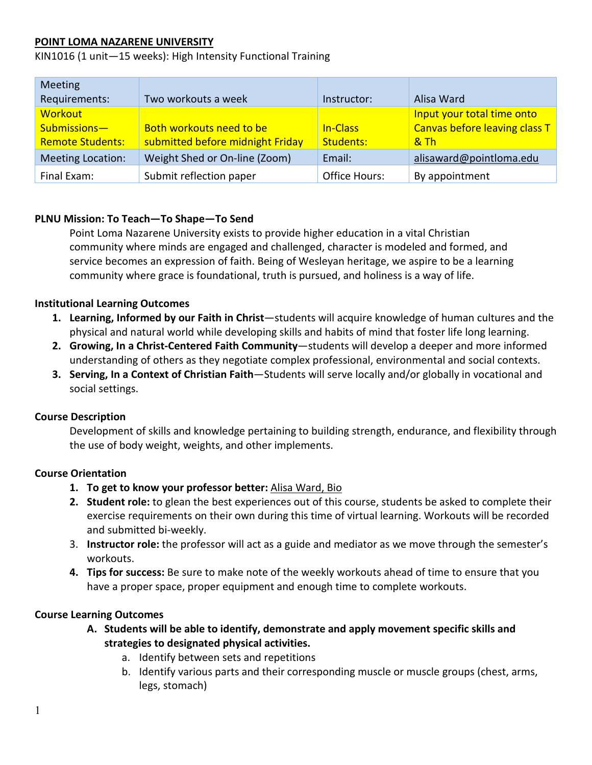**POINT LOMA NAZARENE UNIVERSITY**

KIN1016 (1 unit—15 weeks): High Intensity Functional Training

| Meeting Requirements: | Two workouts a week | Instructor: | Alisa Ward |
|---|---|---|---|
| Workout Submissions—Remote Students: | Both workouts need to be submitted before midnight Friday | In-Class Students: | Input your total time onto Canvas before leaving class T & Th |
| Meeting Location: | Weight Shed or On-line (Zoom) | Email: | alisaward@pointloma.edu |
| Final Exam: | Submit reflection paper | Office Hours: | By appointment |

**PLNU Mission: To Teach—To Shape—To Send**

Point Loma Nazarene University exists to provide higher education in a vital Christian community where minds are engaged and challenged, character is modeled and formed, and service becomes an expression of faith. Being of Wesleyan heritage, we aspire to be a learning community where grace is foundational, truth is pursued, and holiness is a way of life.

**Institutional Learning Outcomes**

1. **Learning, Informed by our Faith in Christ**—students will acquire knowledge of human cultures and the physical and natural world while developing skills and habits of mind that foster life long learning.
2. **Growing, In a Christ-Centered Faith Community**—students will develop a deeper and more informed understanding of others as they negotiate complex professional, environmental and social contexts.
3. **Serving, In a Context of Christian Faith**—Students will serve locally and/or globally in vocational and social settings.

**Course Description**

Development of skills and knowledge pertaining to building strength, endurance, and flexibility through the use of body weight, weights, and other implements.

**Course Orientation**

1. **To get to know your professor better:** Alisa Ward, Bio
2. **Student role:** to glean the best experiences out of this course, students be asked to complete their exercise requirements on their own during this time of virtual learning. Workouts will be recorded and submitted bi-weekly.
3. **Instructor role:** the professor will act as a guide and mediator as we move through the semester's workouts.
4. **Tips for success:** Be sure to make note of the weekly workouts ahead of time to ensure that you have a proper space, proper equipment and enough time to complete workouts.

**Course Learning Outcomes**

- **A. Students will be able to identify, demonstrate and apply movement specific skills and strategies to designated physical activities.**
  - a. Identify between sets and repetitions
  - b. Identify various parts and their corresponding muscle or muscle groups (chest, arms, legs, stomach)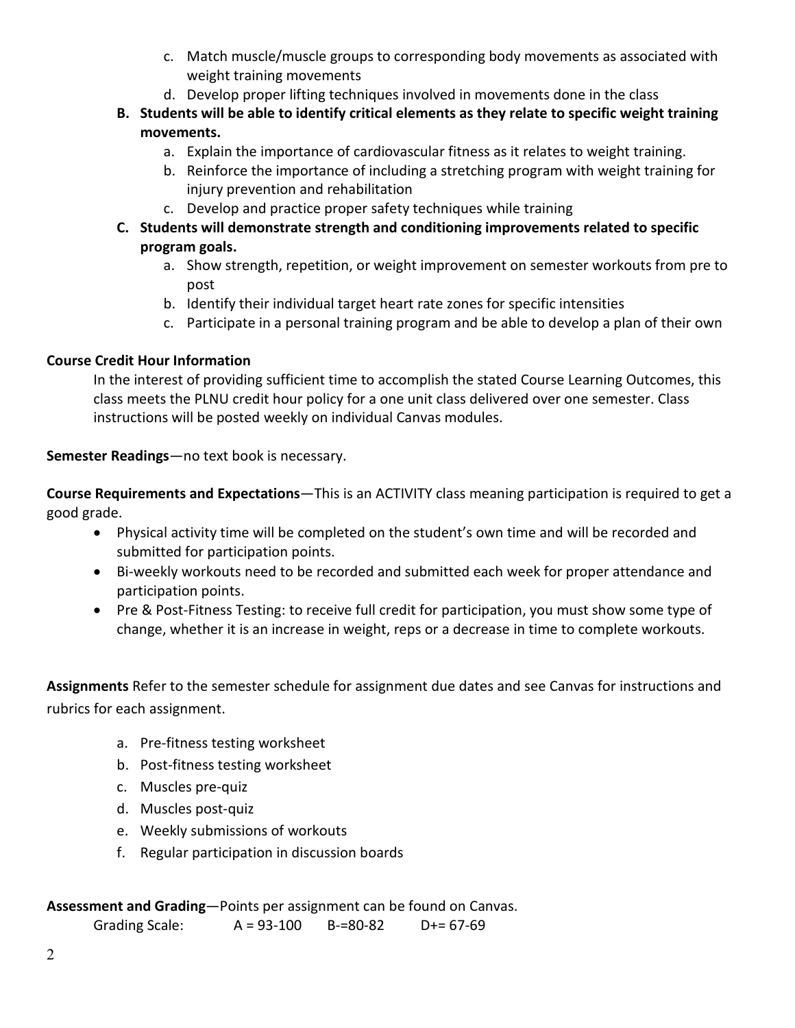c. Match muscle/muscle groups to corresponding body movements as associated with weight training movements
d. Develop proper lifting techniques involved in movements done in the class

**B. Students will be able to identify critical elements as they relate to specific weight training movements.**

a. Explain the importance of cardiovascular fitness as it relates to weight training.
b. Reinforce the importance of including a stretching program with weight training for injury prevention and rehabilitation
c. Develop and practice proper safety techniques while training

**C. Students will demonstrate strength and conditioning improvements related to specific program goals.**

a. Show strength, repetition, or weight improvement on semester workouts from pre to post
b. Identify their individual target heart rate zones for specific intensities
c. Participate in a personal training program and be able to develop a plan of their own

**Course Credit Hour Information**

In the interest of providing sufficient time to accomplish the stated Course Learning Outcomes, this class meets the PLNU credit hour policy for a one unit class delivered over one semester. Class instructions will be posted weekly on individual Canvas modules.

**Semester Readings**—no text book is necessary.

**Course Requirements and Expectations**—This is an ACTIVITY class meaning participation is required to get a good grade.

- Physical activity time will be completed on the student's own time and will be recorded and submitted for participation points.
- Bi-weekly workouts need to be recorded and submitted each week for proper attendance and participation points.
- Pre & Post-Fitness Testing: to receive full credit for participation, you must show some type of change, whether it is an increase in weight, reps or a decrease in time to complete workouts.

**Assignments** Refer to the semester schedule for assignment due dates and see Canvas for instructions and rubrics for each assignment.

a. Pre-fitness testing worksheet
b. Post-fitness testing worksheet
c. Muscles pre-quiz
d. Muscles post-quiz
e. Weekly submissions of workouts
f. Regular participation in discussion boards

**Assessment and Grading**—Points per assignment can be found on Canvas.

Grading Scale: A = 93-100 B-=80-82 D+= 67-69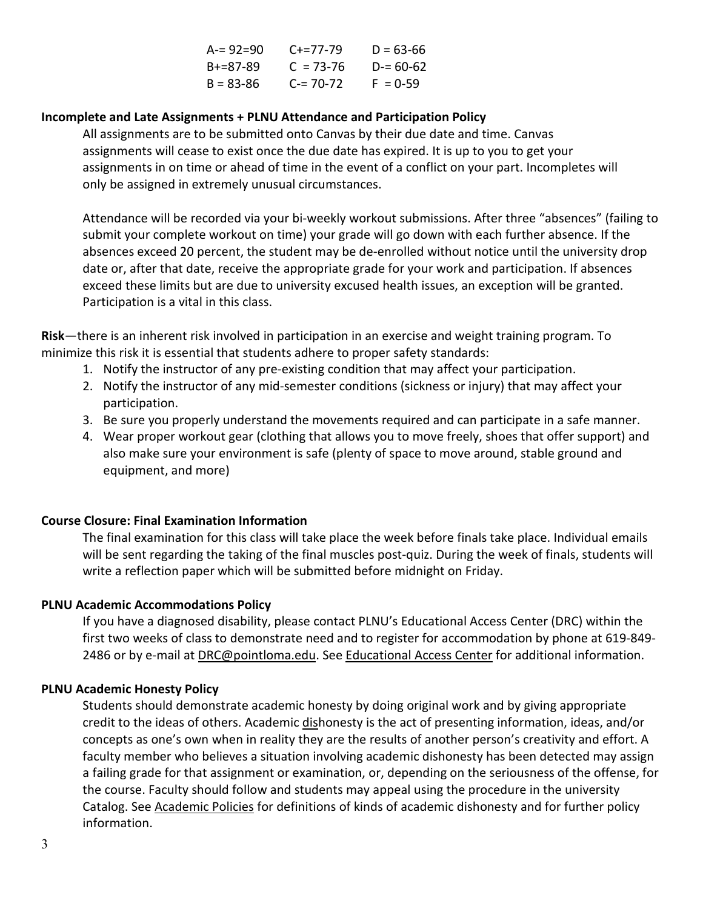| | | |
|---|---|---|
| A-= 92=90 | C+=77-79 | D = 63-66 |
| B+=87-89 | C = 73-76 | D-= 60-62 |
| B = 83-86 | C-= 70-72 | F = 0-59 |

**Incomplete and Late Assignments + PLNU Attendance and Participation Policy**

All assignments are to be submitted onto Canvas by their due date and time. Canvas assignments will cease to exist once the due date has expired. It is up to you to get your assignments in on time or ahead of time in the event of a conflict on your part. Incompletes will only be assigned in extremely unusual circumstances.

Attendance will be recorded via your bi-weekly workout submissions. After three "absences" (failing to submit your complete workout on time) your grade will go down with each further absence. If the absences exceed 20 percent, the student may be de-enrolled without notice until the university drop date or, after that date, receive the appropriate grade for your work and participation. If absences exceed these limits but are due to university excused health issues, an exception will be granted. Participation is a vital in this class.

**Risk**—there is an inherent risk involved in participation in an exercise and weight training program. To minimize this risk it is essential that students adhere to proper safety standards:

1. Notify the instructor of any pre-existing condition that may affect your participation.
2. Notify the instructor of any mid-semester conditions (sickness or injury) that may affect your participation.
3. Be sure you properly understand the movements required and can participate in a safe manner.
4. Wear proper workout gear (clothing that allows you to move freely, shoes that offer support) and also make sure your environment is safe (plenty of space to move around, stable ground and equipment, and more)

**Course Closure: Final Examination Information**

The final examination for this class will take place the week before finals take place. Individual emails will be sent regarding the taking of the final muscles post-quiz. During the week of finals, students will write a reflection paper which will be submitted before midnight on Friday.

**PLNU Academic Accommodations Policy**

If you have a diagnosed disability, please contact PLNU's Educational Access Center (DRC) within the first two weeks of class to demonstrate need and to register for accommodation by phone at 619-849-2486 or by e-mail at DRC@pointloma.edu. See Educational Access Center for additional information.

**PLNU Academic Honesty Policy**

Students should demonstrate academic honesty by doing original work and by giving appropriate credit to the ideas of others. Academic dishonesty is the act of presenting information, ideas, and/or concepts as one's own when in reality they are the results of another person's creativity and effort. A faculty member who believes a situation involving academic dishonesty has been detected may assign a failing grade for that assignment or examination, or, depending on the seriousness of the offense, for the course. Faculty should follow and students may appeal using the procedure in the university Catalog. See Academic Policies for definitions of kinds of academic dishonesty and for further policy information.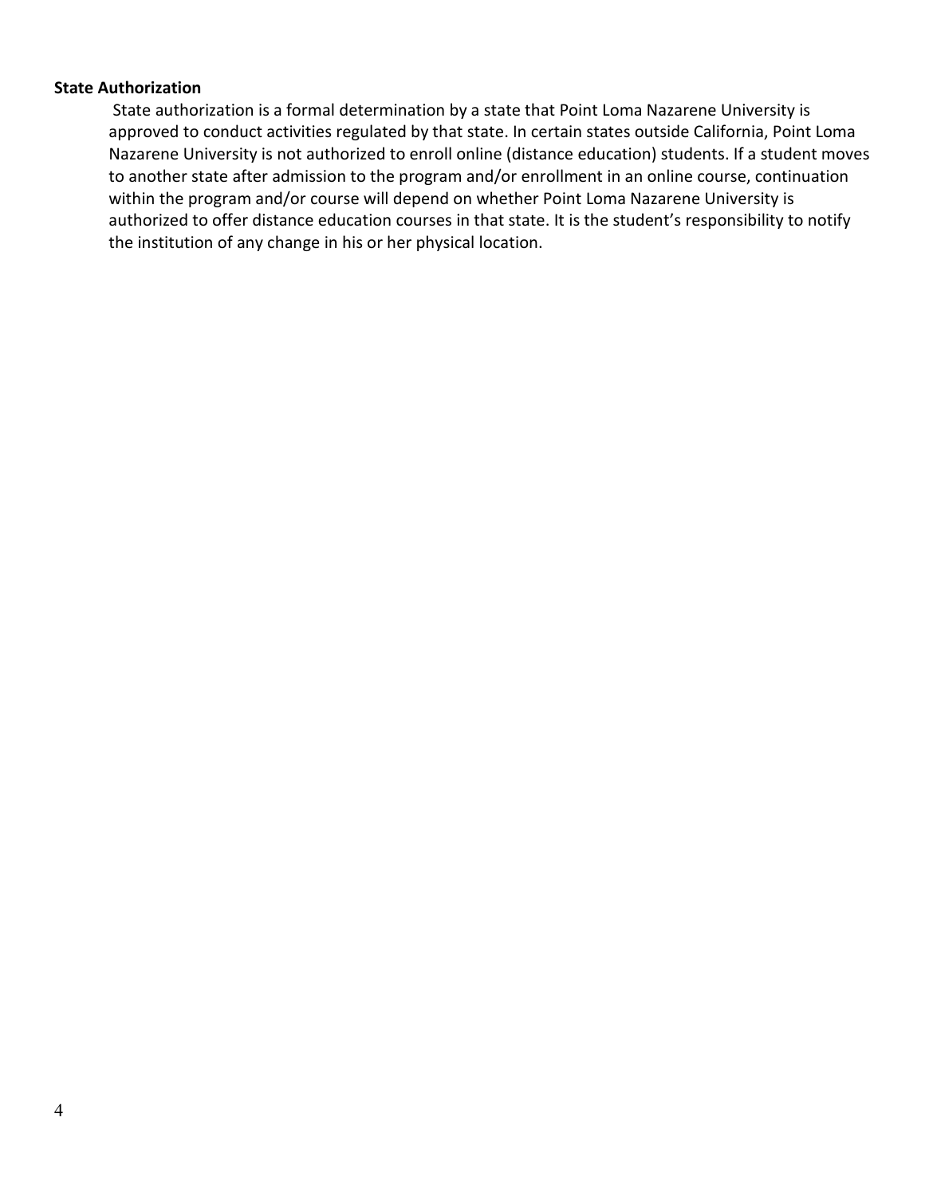**State Authorization**

State authorization is a formal determination by a state that Point Loma Nazarene University is approved to conduct activities regulated by that state. In certain states outside California, Point Loma Nazarene University is not authorized to enroll online (distance education) students. If a student moves to another state after admission to the program and/or enrollment in an online course, continuation within the program and/or course will depend on whether Point Loma Nazarene University is authorized to offer distance education courses in that state. It is the student's responsibility to notify the institution of any change in his or her physical location.